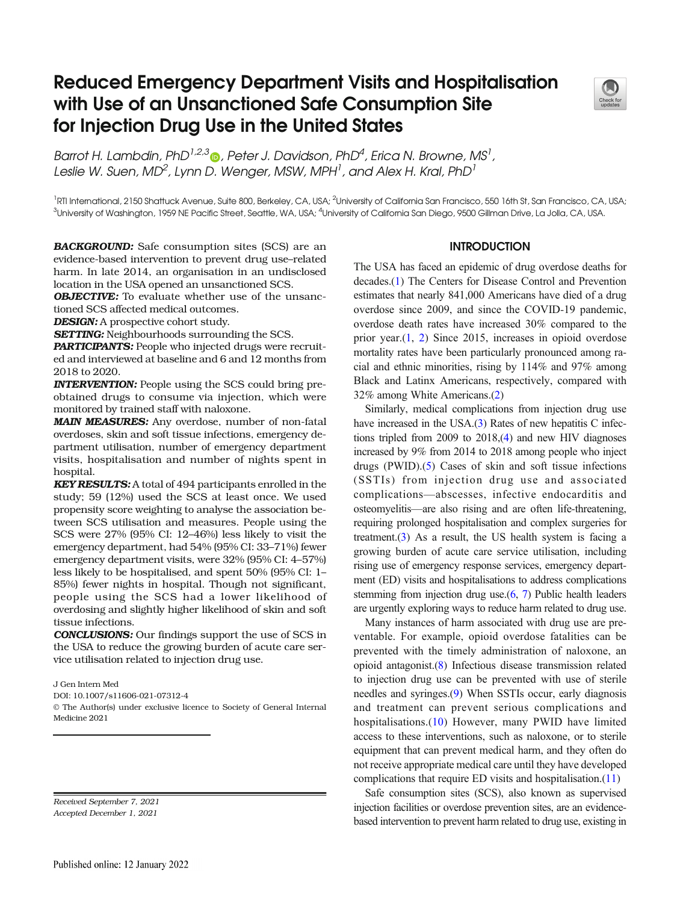# Reduced Emergency Department Visits and Hospitalisation with Use of an Unsanctioned Safe Consumption Site for Injection Drug Use in the United States

*Barrot H. Lambdin, PhD*[1,2,3], *Peter J. Davidson, PhD*[4], *Erica N. Browne, MS*[1], *Leslie W. Suen, MD*[2], *Lynn D. Wenger, MSW, MPH*[1], *and Alex H. Kral, PhD*[1]

[1]RTI International, 2150 Shattuck Avenue, Suite 800, Berkeley, CA, USA; [2]University of California San Francisco, 550 16th St, San Francisco, CA, USA; [3]University of Washington, 1959 NE Pacific Street, Seattle, WA, USA; [4]University of California San Diego, 9500 Gilman Drive, La Jolla, CA, USA.

***BACKGROUND:*** Safe consumption sites (SCS) are an evidence-based intervention to prevent drug use–related harm. In late 2014, an organisation in an undisclosed location in the USA opened an unsanctioned SCS.

***OBJECTIVE:*** To evaluate whether use of the unsanctioned SCS affected medical outcomes.

***DESIGN:*** A prospective cohort study.

***SETTING:*** Neighbourhoods surrounding the SCS.

***PARTICIPANTS:*** People who injected drugs were recruited and interviewed at baseline and 6 and 12 months from 2018 to 2020.

***INTERVENTION:*** People using the SCS could bring pre-obtained drugs to consume via injection, which were monitored by trained staff with naloxone.

***MAIN MEASURES:*** Any overdose, number of non-fatal overdoses, skin and soft tissue infections, emergency department utilisation, number of emergency department visits, hospitalisation and number of nights spent in hospital.

***KEY RESULTS:*** A total of 494 participants enrolled in the study; 59 (12%) used the SCS at least once. We used propensity score weighting to analyse the association between SCS utilisation and measures. People using the SCS were 27% (95% CI: 12–46%) less likely to visit the emergency department, had 54% (95% CI: 33–71%) fewer emergency department visits, were 32% (95% CI: 4–57%) less likely to be hospitalised, and spent 50% (95% CI: 1–85%) fewer nights in hospital. Though not significant, people using the SCS had a lower likelihood of overdosing and slightly higher likelihood of skin and soft tissue infections.

***CONCLUSIONS:*** Our findings support the use of SCS in the USA to reduce the growing burden of acute care service utilisation related to injection drug use.

J Gen Intern Med

DOI: 10.1007/s11606-021-07312-4

© The Author(s) under exclusive licence to Society of General Internal Medicine 2021

*Received September 7, 2021*

*Accepted December 1, 2021*

Published online: 12 January 2022

## INTRODUCTION

The USA has faced an epidemic of drug overdose deaths for decades.(1) The Centers for Disease Control and Prevention estimates that nearly 841,000 Americans have died of a drug overdose since 2009, and since the COVID-19 pandemic, overdose death rates have increased 30% compared to the prior year.(1, 2) Since 2015, increases in opioid overdose mortality rates have been particularly pronounced among racial and ethnic minorities, rising by 114% and 97% among Black and Latinx Americans, respectively, compared with 32% among White Americans.(2)

Similarly, medical complications from injection drug use have increased in the USA.(3) Rates of new hepatitis C infections tripled from 2009 to 2018,(4) and new HIV diagnoses increased by 9% from 2014 to 2018 among people who inject drugs (PWID).(5) Cases of skin and soft tissue infections (SSTIs) from injection drug use and associated complications—abscesses, infective endocarditis and osteomyelitis—are also rising and are often life-threatening, requiring prolonged hospitalisation and complex surgeries for treatment.(3) As a result, the US health system is facing a growing burden of acute care service utilisation, including rising use of emergency response services, emergency department (ED) visits and hospitalisations to address complications stemming from injection drug use.(6, 7) Public health leaders are urgently exploring ways to reduce harm related to drug use.

Many instances of harm associated with drug use are preventable. For example, opioid overdose fatalities can be prevented with the timely administration of naloxone, an opioid antagonist.(8) Infectious disease transmission related to injection drug use can be prevented with use of sterile needles and syringes.(9) When SSTIs occur, early diagnosis and treatment can prevent serious complications and hospitalisations.(10) However, many PWID have limited access to these interventions, such as naloxone, or to sterile equipment that can prevent medical harm, and they often do not receive appropriate medical care until they have developed complications that require ED visits and hospitalisation.(11)

Safe consumption sites (SCS), also known as supervised injection facilities or overdose prevention sites, are an evidence-based intervention to prevent harm related to drug use, existing in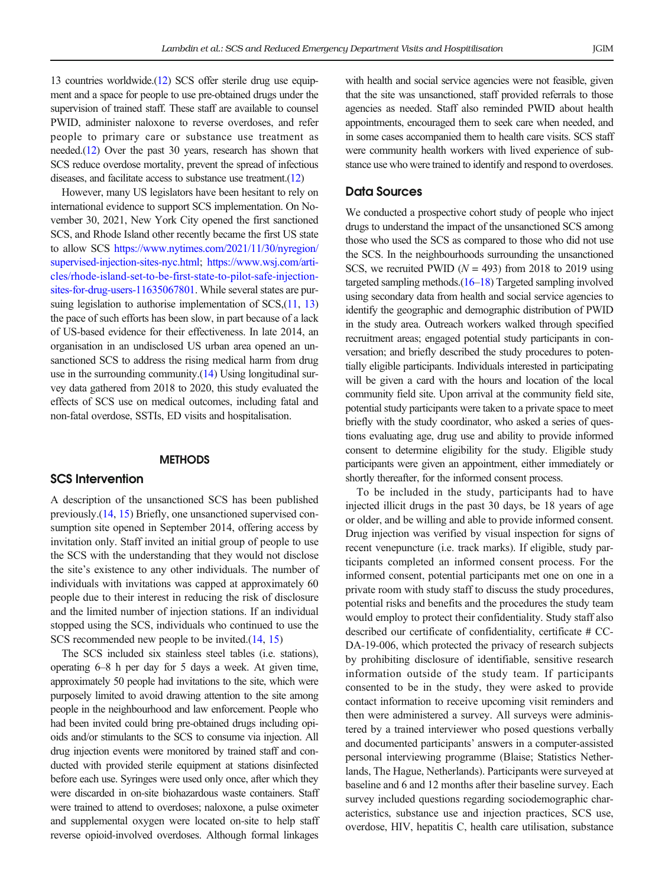13 countries worldwide.(12) SCS offer sterile drug use equipment and a space for people to use pre-obtained drugs under the supervision of trained staff. These staff are available to counsel PWID, administer naloxone to reverse overdoses, and refer people to primary care or substance use treatment as needed.(12) Over the past 30 years, research has shown that SCS reduce overdose mortality, prevent the spread of infectious diseases, and facilitate access to substance use treatment.(12)

However, many US legislators have been hesitant to rely on international evidence to support SCS implementation. On November 30, 2021, New York City opened the first sanctioned SCS, and Rhode Island other recently became the first US state to allow SCS https://www.nytimes.com/2021/11/30/nyregion/supervised-injection-sites-nyc.html; https://www.wsj.com/articles/rhode-island-set-to-be-first-state-to-pilot-safe-injection-sites-for-drug-users-11635067801. While several states are pursuing legislation to authorise implementation of SCS,(11, 13) the pace of such efforts has been slow, in part because of a lack of US-based evidence for their effectiveness. In late 2014, an organisation in an undisclosed US urban area opened an unsanctioned SCS to address the rising medical harm from drug use in the surrounding community.(14) Using longitudinal survey data gathered from 2018 to 2020, this study evaluated the effects of SCS use on medical outcomes, including fatal and non-fatal overdose, SSTIs, ED visits and hospitalisation.

## METHODS

### SCS Intervention

A description of the unsanctioned SCS has been published previously.(14, 15) Briefly, one unsanctioned supervised consumption site opened in September 2014, offering access by invitation only. Staff invited an initial group of people to use the SCS with the understanding that they would not disclose the site's existence to any other individuals. The number of individuals with invitations was capped at approximately 60 people due to their interest in reducing the risk of disclosure and the limited number of injection stations. If an individual stopped using the SCS, individuals who continued to use the SCS recommended new people to be invited.(14, 15)

The SCS included six stainless steel tables (i.e. stations), operating 6–8 h per day for 5 days a week. At given time, approximately 50 people had invitations to the site, which were purposely limited to avoid drawing attention to the site among people in the neighbourhood and law enforcement. People who had been invited could bring pre-obtained drugs including opioids and/or stimulants to the SCS to consume via injection. All drug injection events were monitored by trained staff and conducted with provided sterile equipment at stations disinfected before each use. Syringes were used only once, after which they were discarded in on-site biohazardous waste containers. Staff were trained to attend to overdoses; naloxone, a pulse oximeter and supplemental oxygen were located on-site to help staff reverse opioid-involved overdoses. Although formal linkages with health and social service agencies were not feasible, given that the site was unsanctioned, staff provided referrals to those agencies as needed. Staff also reminded PWID about health appointments, encouraged them to seek care when needed, and in some cases accompanied them to health care visits. SCS staff were community health workers with lived experience of substance use who were trained to identify and respond to overdoses.

### Data Sources

We conducted a prospective cohort study of people who inject drugs to understand the impact of the unsanctioned SCS among those who used the SCS as compared to those who did not use the SCS. In the neighbourhoods surrounding the unsanctioned SCS, we recruited PWID ($N = 493$) from 2018 to 2019 using targeted sampling methods.(16–18) Targeted sampling involved using secondary data from health and social service agencies to identify the geographic and demographic distribution of PWID in the study area. Outreach workers walked through specified recruitment areas; engaged potential study participants in conversation; and briefly described the study procedures to potentially eligible participants. Individuals interested in participating will be given a card with the hours and location of the local community field site. Upon arrival at the community field site, potential study participants were taken to a private space to meet briefly with the study coordinator, who asked a series of questions evaluating age, drug use and ability to provide informed consent to determine eligibility for the study. Eligible study participants were given an appointment, either immediately or shortly thereafter, for the informed consent process.

To be included in the study, participants had to have injected illicit drugs in the past 30 days, be 18 years of age or older, and be willing and able to provide informed consent. Drug injection was verified by visual inspection for signs of recent venepuncture (i.e. track marks). If eligible, study participants completed an informed consent process. For the informed consent, potential participants met one on one in a private room with study staff to discuss the study procedures, potential risks and benefits and the procedures the study team would employ to protect their confidentiality. Study staff also described our certificate of confidentiality, certificate # CC-DA-19-006, which protected the privacy of research subjects by prohibiting disclosure of identifiable, sensitive research information outside of the study team. If participants consented to be in the study, they were asked to provide contact information to receive upcoming visit reminders and then were administered a survey. All surveys were administered by a trained interviewer who posed questions verbally and documented participants' answers in a computer-assisted personal interviewing programme (Blaise; Statistics Netherlands, The Hague, Netherlands). Participants were surveyed at baseline and 6 and 12 months after their baseline survey. Each survey included questions regarding sociodemographic characteristics, substance use and injection practices, SCS use, overdose, HIV, hepatitis C, health care utilisation, substance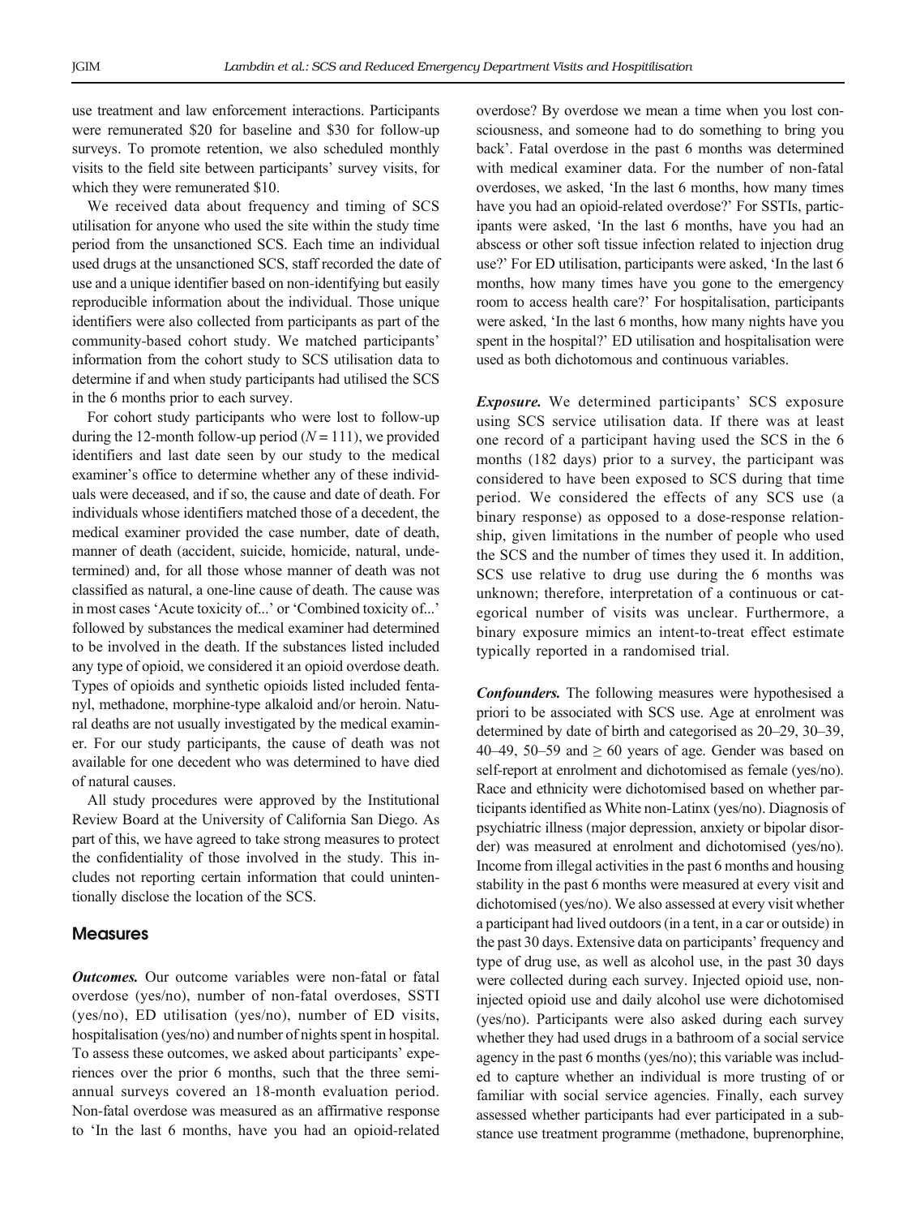use treatment and law enforcement interactions. Participants were remunerated \$20 for baseline and \$30 for follow-up surveys. To promote retention, we also scheduled monthly visits to the field site between participants' survey visits, for which they were remunerated \$10.

We received data about frequency and timing of SCS utilisation for anyone who used the site within the study time period from the unsanctioned SCS. Each time an individual used drugs at the unsanctioned SCS, staff recorded the date of use and a unique identifier based on non-identifying but easily reproducible information about the individual. Those unique identifiers were also collected from participants as part of the community-based cohort study. We matched participants' information from the cohort study to SCS utilisation data to determine if and when study participants had utilised the SCS in the 6 months prior to each survey.

For cohort study participants who were lost to follow-up during the 12-month follow-up period ($N = 111$), we provided identifiers and last date seen by our study to the medical examiner's office to determine whether any of these individuals were deceased, and if so, the cause and date of death. For individuals whose identifiers matched those of a decedent, the medical examiner provided the case number, date of death, manner of death (accident, suicide, homicide, natural, undetermined) and, for all those whose manner of death was not classified as natural, a one-line cause of death. The cause was in most cases 'Acute toxicity of...' or 'Combined toxicity of...' followed by substances the medical examiner had determined to be involved in the death. If the substances listed included any type of opioid, we considered it an opioid overdose death. Types of opioids and synthetic opioids listed included fentanyl, methadone, morphine-type alkaloid and/or heroin. Natural deaths are not usually investigated by the medical examiner. For our study participants, the cause of death was not available for one decedent who was determined to have died of natural causes.

All study procedures were approved by the Institutional Review Board at the University of California San Diego. As part of this, we have agreed to take strong measures to protect the confidentiality of those involved in the study. This includes not reporting certain information that could unintentionally disclose the location of the SCS.

## Measures

***Outcomes.*** Our outcome variables were non-fatal or fatal overdose (yes/no), number of non-fatal overdoses, SSTI (yes/no), ED utilisation (yes/no), number of ED visits, hospitalisation (yes/no) and number of nights spent in hospital. To assess these outcomes, we asked about participants' experiences over the prior 6 months, such that the three semiannual surveys covered an 18-month evaluation period. Non-fatal overdose was measured as an affirmative response to 'In the last 6 months, have you had an opioid-related overdose? By overdose we mean a time when you lost consciousness, and someone had to do something to bring you back'. Fatal overdose in the past 6 months was determined with medical examiner data. For the number of non-fatal overdoses, we asked, 'In the last 6 months, how many times have you had an opioid-related overdose?' For SSTIs, participants were asked, 'In the last 6 months, have you had an abscess or other soft tissue infection related to injection drug use?' For ED utilisation, participants were asked, 'In the last 6 months, how many times have you gone to the emergency room to access health care?' For hospitalisation, participants were asked, 'In the last 6 months, how many nights have you spent in the hospital?' ED utilisation and hospitalisation were used as both dichotomous and continuous variables.

***Exposure.*** We determined participants' SCS exposure using SCS service utilisation data. If there was at least one record of a participant having used the SCS in the 6 months (182 days) prior to a survey, the participant was considered to have been exposed to SCS during that time period. We considered the effects of any SCS use (a binary response) as opposed to a dose-response relationship, given limitations in the number of people who used the SCS and the number of times they used it. In addition, SCS use relative to drug use during the 6 months was unknown; therefore, interpretation of a continuous or categorical number of visits was unclear. Furthermore, a binary exposure mimics an intent-to-treat effect estimate typically reported in a randomised trial.

***Confounders.*** The following measures were hypothesised a priori to be associated with SCS use. Age at enrolment was determined by date of birth and categorised as 20–29, 30–39, 40–49, 50–59 and $\geq 60$ years of age. Gender was based on self-report at enrolment and dichotomised as female (yes/no). Race and ethnicity were dichotomised based on whether participants identified as White non-Latinx (yes/no). Diagnosis of psychiatric illness (major depression, anxiety or bipolar disorder) was measured at enrolment and dichotomised (yes/no). Income from illegal activities in the past 6 months and housing stability in the past 6 months were measured at every visit and dichotomised (yes/no). We also assessed at every visit whether a participant had lived outdoors (in a tent, in a car or outside) in the past 30 days. Extensive data on participants' frequency and type of drug use, as well as alcohol use, in the past 30 days were collected during each survey. Injected opioid use, non-injected opioid use and daily alcohol use were dichotomised (yes/no). Participants were also asked during each survey whether they had used drugs in a bathroom of a social service agency in the past 6 months (yes/no); this variable was included to capture whether an individual is more trusting of or familiar with social service agencies. Finally, each survey assessed whether participants had ever participated in a substance use treatment programme (methadone, buprenorphine,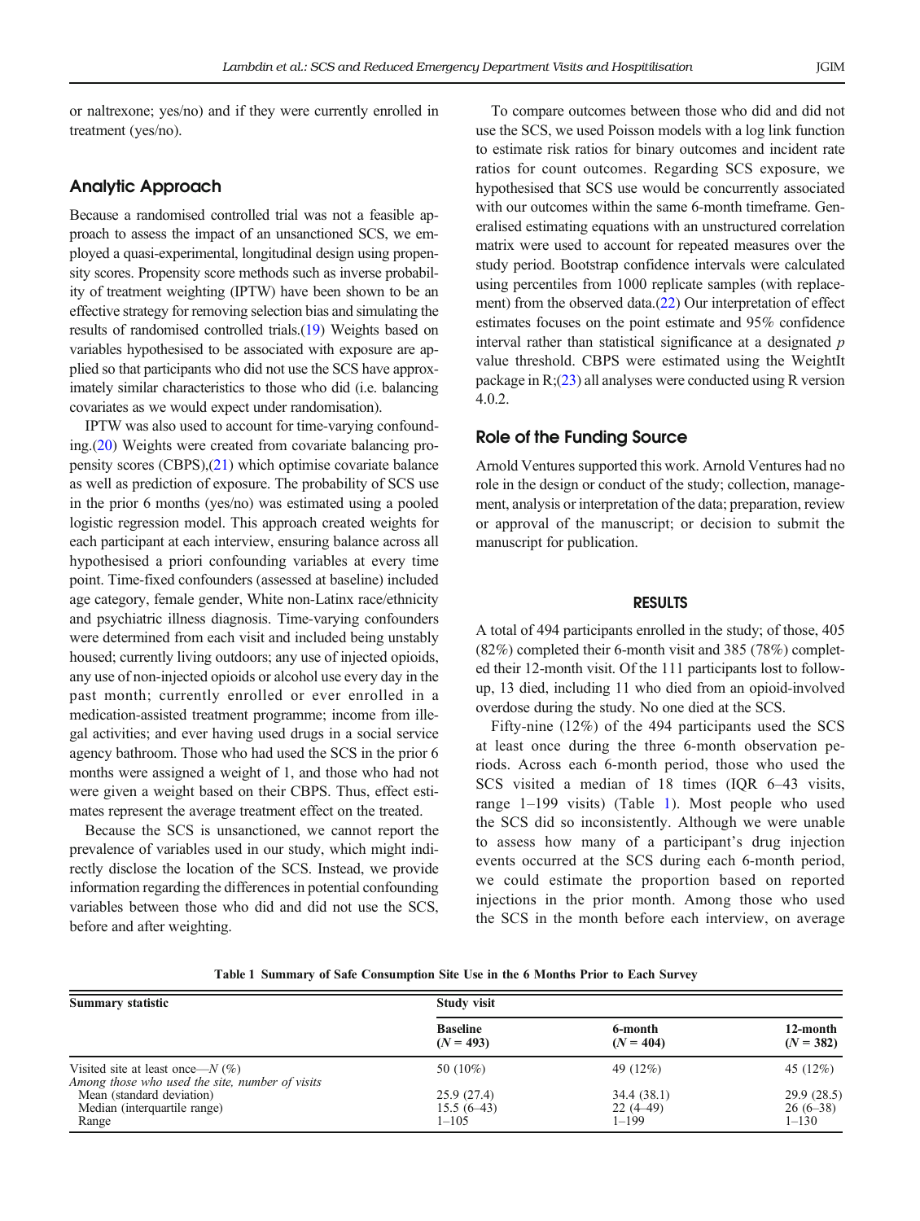or naltrexone; yes/no) and if they were currently enrolled in treatment (yes/no).

## Analytic Approach

Because a randomised controlled trial was not a feasible approach to assess the impact of an unsanctioned SCS, we employed a quasi-experimental, longitudinal design using propensity scores. Propensity score methods such as inverse probability of treatment weighting (IPTW) have been shown to be an effective strategy for removing selection bias and simulating the results of randomised controlled trials.(19) Weights based on variables hypothesised to be associated with exposure are applied so that participants who did not use the SCS have approximately similar characteristics to those who did (i.e. balancing covariates as we would expect under randomisation).

IPTW was also used to account for time-varying confounding.(20) Weights were created from covariate balancing propensity scores (CBPS),(21) which optimise covariate balance as well as prediction of exposure. The probability of SCS use in the prior 6 months (yes/no) was estimated using a pooled logistic regression model. This approach created weights for each participant at each interview, ensuring balance across all hypothesised a priori confounding variables at every time point. Time-fixed confounders (assessed at baseline) included age category, female gender, White non-Latinx race/ethnicity and psychiatric illness diagnosis. Time-varying confounders were determined from each visit and included being unstably housed; currently living outdoors; any use of injected opioids, any use of non-injected opioids or alcohol use every day in the past month; currently enrolled or ever enrolled in a medication-assisted treatment programme; income from illegal activities; and ever having used drugs in a social service agency bathroom. Those who had used the SCS in the prior 6 months were assigned a weight of 1, and those who had not were given a weight based on their CBPS. Thus, effect estimates represent the average treatment effect on the treated.

Because the SCS is unsanctioned, we cannot report the prevalence of variables used in our study, which might indirectly disclose the location of the SCS. Instead, we provide information regarding the differences in potential confounding variables between those who did and did not use the SCS, before and after weighting.

To compare outcomes between those who did and did not use the SCS, we used Poisson models with a log link function to estimate risk ratios for binary outcomes and incident rate ratios for count outcomes. Regarding SCS exposure, we hypothesised that SCS use would be concurrently associated with our outcomes within the same 6-month timeframe. Generalised estimating equations with an unstructured correlation matrix were used to account for repeated measures over the study period. Bootstrap confidence intervals were calculated using percentiles from 1000 replicate samples (with replacement) from the observed data.(22) Our interpretation of effect estimates focuses on the point estimate and 95% confidence interval rather than statistical significance at a designated $p$ value threshold. CBPS were estimated using the WeightIt package in R;(23) all analyses were conducted using R version 4.0.2.

## Role of the Funding Source

Arnold Ventures supported this work. Arnold Ventures had no role in the design or conduct of the study; collection, management, analysis or interpretation of the data; preparation, review or approval of the manuscript; or decision to submit the manuscript for publication.

# RESULTS

A total of 494 participants enrolled in the study; of those, 405 (82%) completed their 6-month visit and 385 (78%) completed their 12-month visit. Of the 111 participants lost to follow-up, 13 died, including 11 who died from an opioid-involved overdose during the study. No one died at the SCS.

Fifty-nine (12%) of the 494 participants used the SCS at least once during the three 6-month observation periods. Across each 6-month period, those who used the SCS visited a median of 18 times (IQR 6–43 visits, range 1–199 visits) (Table 1). Most people who used the SCS did so inconsistently. Although we were unable to assess how many of a participant's drug injection events occurred at the SCS during each 6-month period, we could estimate the proportion based on reported injections in the prior month. Among those who used the SCS in the month before each interview, on average

**Table 1 Summary of Safe Consumption Site Use in the 6 Months Prior to Each Survey**

| Summary statistic | Study visit | | |
|---|---|---|---|
| | Baseline ($N$ = 493) | 6-month ($N$ = 404) | 12-month ($N$ = 382) |
| Visited site at least once—$N$ (%) | 50 (10%) | 49 (12%) | 45 (12%) |
| *Among those who used the site, number of visits* | | | |
| Mean (standard deviation) | 25.9 (27.4) | 34.4 (38.1) | 29.9 (28.5) |
| Median (interquartile range) | 15.5 (6–43) | 22 (4–49) | 26 (6–38) |
| Range | 1–105 | 1–199 | 1–130 |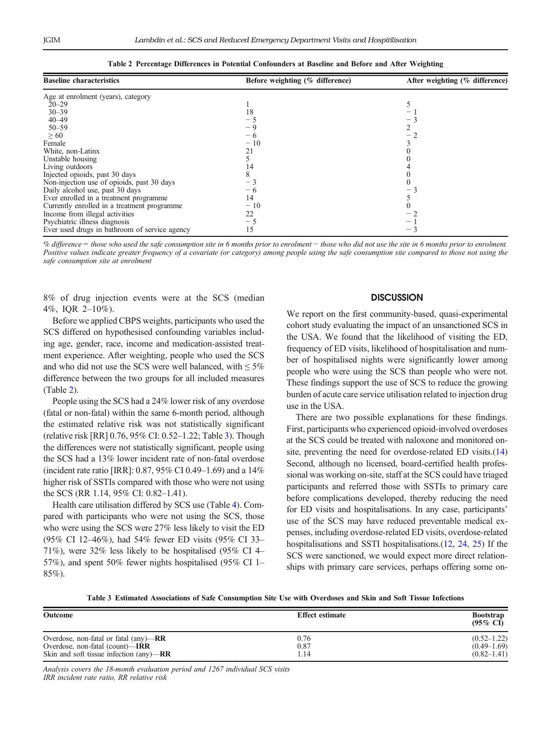**Table 2 Percentage Differences in Potential Confounders at Baseline and Before and After Weighting**

| Baseline characteristics | Before weighting (% difference) | After weighting (% difference) |
|---|---|---|
| Age at enrolment (years), category | | |
| 20–29 | 1 | 5 |
| 30–39 | 18 | − 1 |
| 40–49 | − 5 | − 3 |
| 50–59 | − 9 | 2 |
| ≥ 60 | − 6 | − 2 |
| Female | − 10 | 3 |
| White, non-Latinx | 21 | 0 |
| Unstable housing | 5 | 0 |
| Living outdoors | 14 | 4 |
| Injected opioids, past 30 days | 8 | 0 |
| Non-injection use of opioids, past 30 days | − 3 | 0 |
| Daily alcohol use, past 30 days | − 6 | − 3 |
| Ever enrolled in a treatment programme | 14 | 5 |
| Currently enrolled in a treatment programme | − 10 | 0 |
| Income from illegal activities | 22 | − 2 |
| Psychiatric illness diagnosis | − 5 | − 1 |
| Ever used drugs in bathroom of service agency | 15 | − 3 |

*% difference = those who used the safe consumption site in 6 months prior to enrolment − those who did not use the site in 6 months prior to enrolment. Positive values indicate greater frequency of a covariate (or category) among people using the safe consumption site compared to those not using the safe consumption site at enrolment*

8% of drug injection events were at the SCS (median 4%, IQR 2–10%).

Before we applied CBPS weights, participants who used the SCS differed on hypothesised confounding variables including age, gender, race, income and medication-assisted treatment experience. After weighting, people who used the SCS and who did not use the SCS were well balanced, with ≤ 5% difference between the two groups for all included measures (Table 2).

People using the SCS had a 24% lower risk of any overdose (fatal or non-fatal) within the same 6-month period, although the estimated relative risk was not statistically significant (relative risk [RR] 0.76, 95% CI: 0.52–1.22; Table 3). Though the differences were not statistically significant, people using the SCS had a 13% lower incident rate of non-fatal overdose (incident rate ratio [IRR]: 0.87, 95% CI 0.49–1.69) and a 14% higher risk of SSTIs compared with those who were not using the SCS (RR 1.14, 95% CI: 0.82–1.41).

Health care utilisation differed by SCS use (Table 4). Compared with participants who were not using the SCS, those who were using the SCS were 27% less likely to visit the ED (95% CI 12–46%), had 54% fewer ED visits (95% CI 33–71%), were 32% less likely to be hospitalised (95% CI 4–57%), and spent 50% fewer nights hospitalised (95% CI 1–85%).

## DISCUSSION

We report on the first community-based, quasi-experimental cohort study evaluating the impact of an unsanctioned SCS in the USA. We found that the likelihood of visiting the ED, frequency of ED visits, likelihood of hospitalisation and number of hospitalised nights were significantly lower among people who were using the SCS than people who were not. These findings support the use of SCS to reduce the growing burden of acute care service utilisation related to injection drug use in the USA.

There are two possible explanations for these findings. First, participants who experienced opioid-involved overdoses at the SCS could be treated with naloxone and monitored on-site, preventing the need for overdose-related ED visits.(14) Second, although no licensed, board-certified health professional was working on-site, staff at the SCS could have triaged participants and referred those with SSTIs to primary care before complications developed, thereby reducing the need for ED visits and hospitalisations. In any case, participants' use of the SCS may have reduced preventable medical expenses, including overdose-related ED visits, overdose-related hospitalisations and SSTI hospitalisations.(12, 24, 25) If the SCS were sanctioned, we would expect more direct relationships with primary care services, perhaps offering some on-

**Table 3 Estimated Associations of Safe Consumption Site Use with Overdoses and Skin and Soft Tissue Infections**

| Outcome | Effect estimate | Bootstrap (95% CI) |
|---|---|---|
| Overdose, non-fatal or fatal (any)—**RR** | 0.76 | (0.52–1.22) |
| Overdose, non-fatal (count)—**IRR** | 0.87 | (0.49–1.69) |
| Skin and soft tissue infection (any)—**RR** | 1.14 | (0.82–1.41) |

*Analysis covers the 18-month evaluation period and 1267 individual SCS visits*
*IRR incident rate ratio, RR relative risk*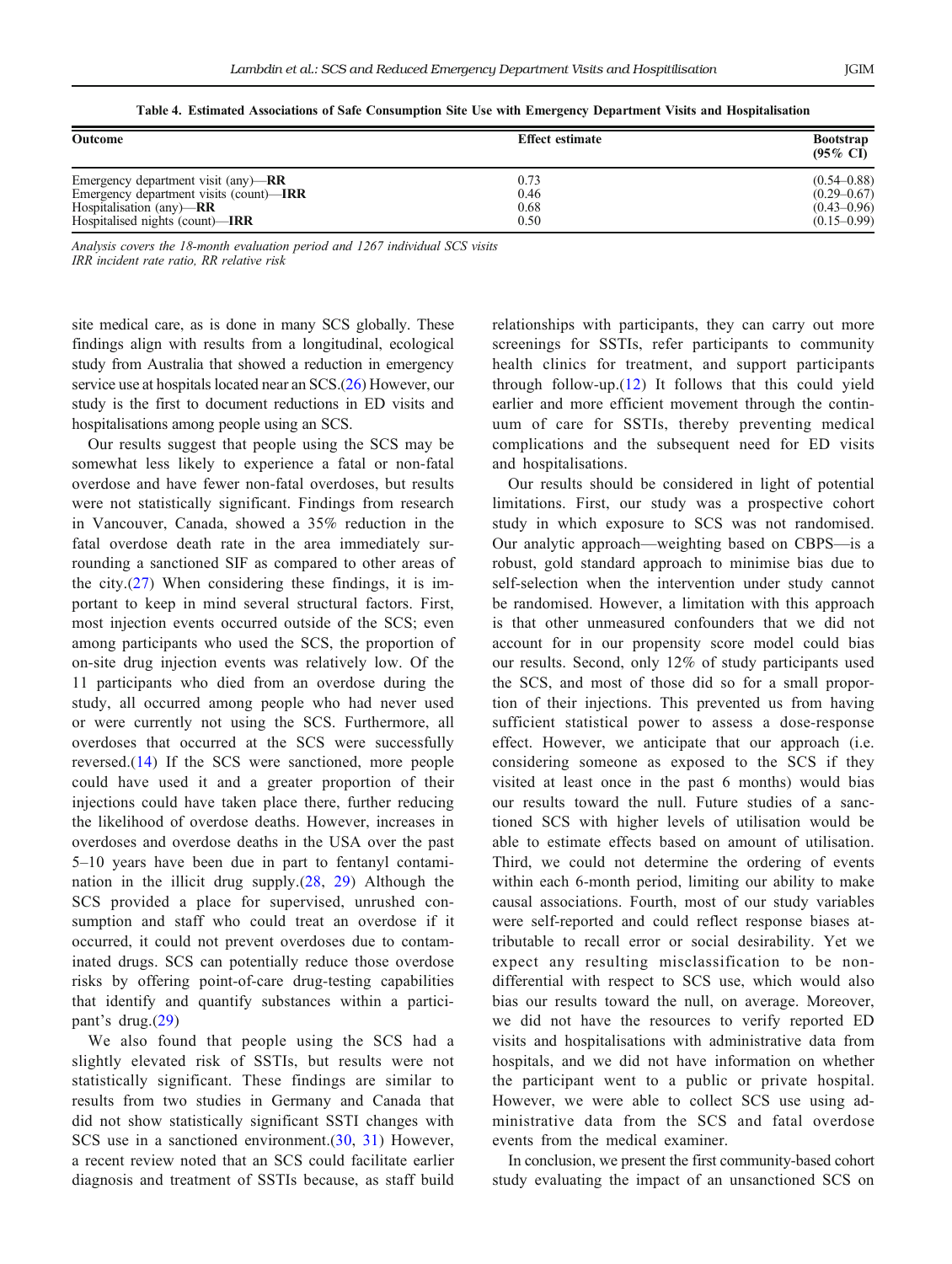**Table 4. Estimated Associations of Safe Consumption Site Use with Emergency Department Visits and Hospitalisation**

| Outcome | Effect estimate | Bootstrap (95% CI) |
|---|---|---|
| Emergency department visit (any)—**RR** | 0.73 | (0.54–0.88) |
| Emergency department visits (count)—**IRR** | 0.46 | (0.29–0.67) |
| Hospitalisation (any)—**RR** | 0.68 | (0.43–0.96) |
| Hospitalised nights (count)—**IRR** | 0.50 | (0.15–0.99) |

*Analysis covers the 18-month evaluation period and 1267 individual SCS visits*
*IRR incident rate ratio, RR relative risk*

site medical care, as is done in many SCS globally. These findings align with results from a longitudinal, ecological study from Australia that showed a reduction in emergency service use at hospitals located near an SCS.(26) However, our study is the first to document reductions in ED visits and hospitalisations among people using an SCS.

Our results suggest that people using the SCS may be somewhat less likely to experience a fatal or non-fatal overdose and have fewer non-fatal overdoses, but results were not statistically significant. Findings from research in Vancouver, Canada, showed a 35% reduction in the fatal overdose death rate in the area immediately surrounding a sanctioned SIF as compared to other areas of the city.(27) When considering these findings, it is important to keep in mind several structural factors. First, most injection events occurred outside of the SCS; even among participants who used the SCS, the proportion of on-site drug injection events was relatively low. Of the 11 participants who died from an overdose during the study, all occurred among people who had never used or were currently not using the SCS. Furthermore, all overdoses that occurred at the SCS were successfully reversed.(14) If the SCS were sanctioned, more people could have used it and a greater proportion of their injections could have taken place there, further reducing the likelihood of overdose deaths. However, increases in overdoses and overdose deaths in the USA over the past 5–10 years have been due in part to fentanyl contamination in the illicit drug supply.(28, 29) Although the SCS provided a place for supervised, unrushed consumption and staff who could treat an overdose if it occurred, it could not prevent overdoses due to contaminated drugs. SCS can potentially reduce those overdose risks by offering point-of-care drug-testing capabilities that identify and quantify substances within a participant's drug.(29)

We also found that people using the SCS had a slightly elevated risk of SSTIs, but results were not statistically significant. These findings are similar to results from two studies in Germany and Canada that did not show statistically significant SSTI changes with SCS use in a sanctioned environment.(30, 31) However, a recent review noted that an SCS could facilitate earlier diagnosis and treatment of SSTIs because, as staff build relationships with participants, they can carry out more screenings for SSTIs, refer participants to community health clinics for treatment, and support participants through follow-up.(12) It follows that this could yield earlier and more efficient movement through the continuum of care for SSTIs, thereby preventing medical complications and the subsequent need for ED visits and hospitalisations.

Our results should be considered in light of potential limitations. First, our study was a prospective cohort study in which exposure to SCS was not randomised. Our analytic approach—weighting based on CBPS—is a robust, gold standard approach to minimise bias due to self-selection when the intervention under study cannot be randomised. However, a limitation with this approach is that other unmeasured confounders that we did not account for in our propensity score model could bias our results. Second, only 12% of study participants used the SCS, and most of those did so for a small proportion of their injections. This prevented us from having sufficient statistical power to assess a dose-response effect. However, we anticipate that our approach (i.e. considering someone as exposed to the SCS if they visited at least once in the past 6 months) would bias our results toward the null. Future studies of a sanctioned SCS with higher levels of utilisation would be able to estimate effects based on amount of utilisation. Third, we could not determine the ordering of events within each 6-month period, limiting our ability to make causal associations. Fourth, most of our study variables were self-reported and could reflect response biases attributable to recall error or social desirability. Yet we expect any resulting misclassification to be non-differential with respect to SCS use, which would also bias our results toward the null, on average. Moreover, we did not have the resources to verify reported ED visits and hospitalisations with administrative data from hospitals, and we did not have information on whether the participant went to a public or private hospital. However, we were able to collect SCS use using administrative data from the SCS and fatal overdose events from the medical examiner.

In conclusion, we present the first community-based cohort study evaluating the impact of an unsanctioned SCS on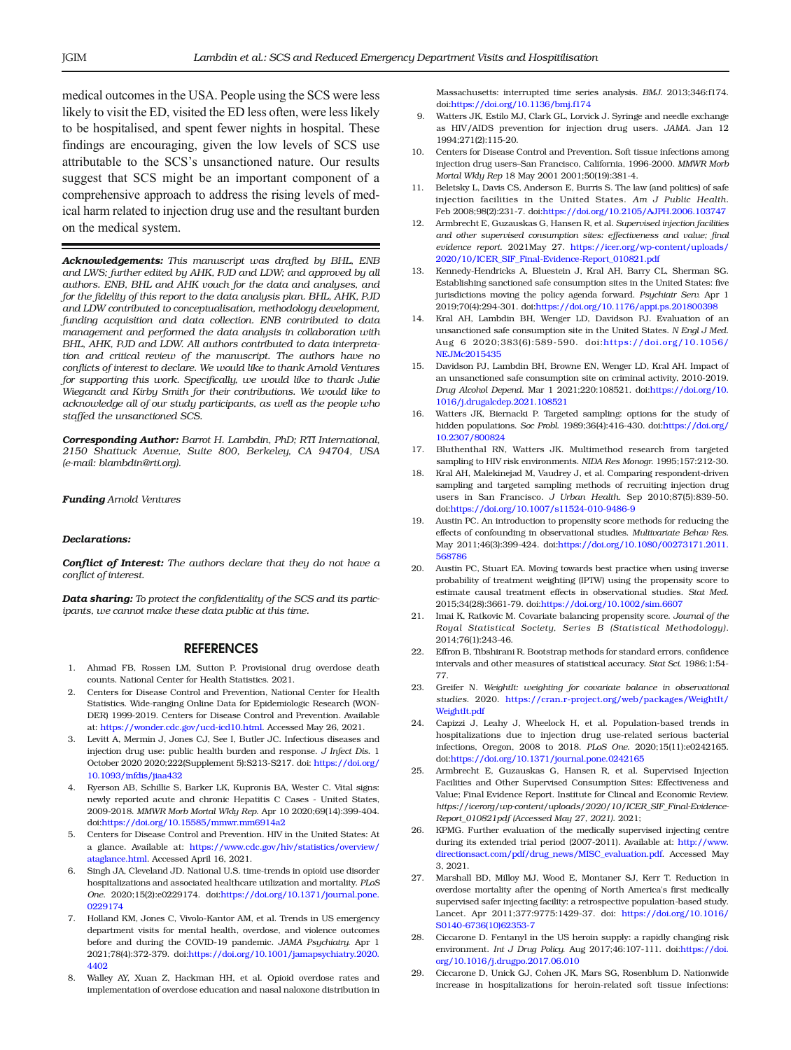medical outcomes in the USA. People using the SCS were less likely to visit the ED, visited the ED less often, were less likely to be hospitalised, and spent fewer nights in hospital. These findings are encouraging, given the low levels of SCS use attributable to the SCS's unsanctioned nature. Our results suggest that SCS might be an important component of a comprehensive approach to address the rising levels of medical harm related to injection drug use and the resultant burden on the medical system.

***Acknowledgements:*** *This manuscript was drafted by BHL, ENB and LWS; further edited by AHK, PJD and LDW; and approved by all authors. ENB, BHL and AHK vouch for the data and analyses, and for the fidelity of this report to the data analysis plan. BHL, AHK, PJD and LDW contributed to conceptualisation, methodology development, funding acquisition and data collection. ENB contributed to data management and performed the data analysis in collaboration with BHL, AHK, PJD and LDW. All authors contributed to data interpretation and critical review of the manuscript. The authors have no conflicts of interest to declare. We would like to thank Arnold Ventures for supporting this work. Specifically, we would like to thank Julie Wiegandt and Kirby Smith for their contributions. We would like to acknowledge all of our study participants, as well as the people who staffed the unsanctioned SCS.*

***Corresponding Author:*** *Barrot H. Lambdin, PhD; RTI International, 2150 Shattuck Avenue, Suite 800, Berkeley, CA 94704, USA (e-mail: blambdin@rti.org).*

***Funding*** *Arnold Ventures*

***Declarations:***

***Conflict of Interest:*** *The authors declare that they do not have a conflict of interest.*

***Data sharing:*** *To protect the confidentiality of the SCS and its participants, we cannot make these data public at this time.*

## REFERENCES

1. Ahmad FB, Rossen LM, Sutton P. Provisional drug overdose death counts. National Center for Health Statistics. 2021.
2. Centers for Disease Control and Prevention, National Center for Health Statistics. Wide-ranging Online Data for Epidemiologic Research (WONDER) 1999-2019. Centers for Disease Control and Prevention. Available at: https://wonder.cdc.gov/ucd-icd10.html. Accessed May 26, 2021.
3. Levitt A, Mermin J, Jones CJ, See I, Butler JC. Infectious diseases and injection drug use: public health burden and response. *J Infect Dis.* 1 October 2020 2020;222(Supplement 5):S213-S217. doi: https://doi.org/10.1093/infdis/jiaa432
4. Ryerson AB, Schillie S, Barker LK, Kupronis BA, Wester C. Vital signs: newly reported acute and chronic Hepatitis C Cases - United States, 2009-2018. *MMWR Morb Mortal Wkly Rep.* Apr 10 2020;69(14):399-404. doi:https://doi.org/10.15585/mmwr.mm6914a2
5. Centers for Disease Control and Prevention. HIV in the United States: At a glance. Available at: https://www.cdc.gov/hiv/statistics/overview/ataglance.html. Accessed April 16, 2021.
6. Singh JA, Cleveland JD. National U.S. time-trends in opioid use disorder hospitalizations and associated healthcare utilization and mortality. *PLoS One.* 2020;15(2):e0229174. doi:https://doi.org/10.1371/journal.pone.0229174
7. Holland KM, Jones C, Vivolo-Kantor AM, et al. Trends in US emergency department visits for mental health, overdose, and violence outcomes before and during the COVID-19 pandemic. *JAMA Psychiatry.* Apr 1 2021;78(4):372-379. doi:https://doi.org/10.1001/jamapsychiatry.2020.4402
8. Walley AY, Xuan Z, Hackman HH, et al. Opioid overdose rates and implementation of overdose education and nasal naloxone distribution in Massachusetts: interrupted time series analysis. *BMJ.* 2013;346:f174. doi:https://doi.org/10.1136/bmj.f174
9. Watters JK, Estilo MJ, Clark GL, Lorvick J. Syringe and needle exchange as HIV/AIDS prevention for injection drug users. *JAMA.* Jan 12 1994;271(2):115-20.
10. Centers for Disease Control and Prevention. Soft tissue infections among injection drug users–San Francisco, California, 1996-2000. *MMWR Morb Mortal Wkly Rep* 18 May 2001 2001;50(19):381-4.
11. Beletsky L, Davis CS, Anderson E, Burris S. The law (and politics) of safe injection facilities in the United States. *Am J Public Health.* Feb 2008;98(2):231-7. doi:https://doi.org/10.2105/AJPH.2006.103747
12. Armbrecht E, Guzauskas G, Hansen R, et al. *Supervised injection facilities and other supervised consumption sites: effectiveness and value; final evidence report.* 2021May 27. https://icer.org/wp-content/uploads/2020/10/ICER_SIF_Final-Evidence-Report_010821.pdf
13. Kennedy-Hendricks A, Bluestein J, Kral AH, Barry CL, Sherman SG. Establishing sanctioned safe consumption sites in the United States: five jurisdictions moving the policy agenda forward. *Psychiatr Serv.* Apr 1 2019;70(4):294-301. doi:https://doi.org/10.1176/appi.ps.201800398
14. Kral AH, Lambdin BH, Wenger LD, Davidson PJ. Evaluation of an unsanctioned safe consumption site in the United States. *N Engl J Med.* Aug 6 2020;383(6):589-590. doi:https://doi.org/10.1056/NEJMc2015435
15. Davidson PJ, Lambdin BH, Browne EN, Wenger LD, Kral AH. Impact of an unsanctioned safe consumption site on criminal activity, 2010-2019. *Drug Alcohol Depend.* Mar 1 2021;220:108521. doi:https://doi.org/10.1016/j.drugalcdep.2021.108521
16. Watters JK, Biernacki P. Targeted sampling: options for the study of hidden populations. *Soc Probl.* 1989;36(4):416-430. doi:https://doi.org/10.2307/800824
17. Bluthenthal RN, Watters JK. Multimethod research from targeted sampling to HIV risk environments. *NIDA Res Monogr.* 1995;157:212-30.
18. Kral AH, Malekinejad M, Vaudrey J, et al. Comparing respondent-driven sampling and targeted sampling methods of recruiting injection drug users in San Francisco. *J Urban Health.* Sep 2010;87(5):839-50. doi:https://doi.org/10.1007/s11524-010-9486-9
19. Austin PC. An introduction to propensity score methods for reducing the effects of confounding in observational studies. *Multivariate Behav Res.* May 2011;46(3):399-424. doi:https://doi.org/10.1080/00273171.2011.568786
20. Austin PC, Stuart EA. Moving towards best practice when using inverse probability of treatment weighting (IPTW) using the propensity score to estimate causal treatment effects in observational studies. *Stat Med.* 2015;34(28):3661-79. doi:https://doi.org/10.1002/sim.6607
21. Imai K, Ratkovic M. Covariate balancing propensity score. *Journal of the Royal Statistical Society, Series B (Statistical Methodology).* 2014;76(1):243-46.
22. Effron B, Tibshirani R. Bootstrap methods for standard errors, confidence intervals and other measures of statistical accuracy. *Stat Sci.* 1986;1:54-77.
23. Greifer N. *WeightIt: weighting for covariate balance in observational studies.* 2020. https://cran.r-project.org/web/packages/WeightIt/WeightIt.pdf
24. Capizzi J, Leahy J, Wheelock H, et al. Population-based trends in hospitalizations due to injection drug use-related serious bacterial infections, Oregon, 2008 to 2018. *PLoS One.* 2020;15(11):e0242165. doi:https://doi.org/10.1371/journal.pone.0242165
25. Armbrecht E, Guzauskas G, Hansen R, et al. Supervised Injection Facilities and Other Supervised Consumption Sites: Effectiveness and Value; Final Evidence Report. Institute for Clincal and Economic Review. *https://icerorg/wp-content/uploads/2020/10/ICER_SIF_Final-Evidence-Report_010821pdf (Accessed May 27, 2021).* 2021;
26. KPMG. Further evaluation of the medically supervised injecting centre during its extended trial period (2007-2011). Available at: http://www.directionsact.com/pdf/drug_news/MISC_evaluation.pdf. Accessed May 3, 2021.
27. Marshall BD, Milloy MJ, Wood E, Montaner SJ, Kerr T. Reduction in overdose mortality after the opening of North America's first medically supervised safer injecting facility: a retrospective population-based study. Lancet. Apr 2011;377:9775:1429-37. doi: https://doi.org/10.1016/S0140-6736(10)62353-7
28. Ciccarone D. Fentanyl in the US heroin supply: a rapidly changing risk environment. *Int J Drug Policy.* Aug 2017;46:107-111. doi:https://doi.org/10.1016/j.drugpo.2017.06.010
29. Ciccarone D, Unick GJ, Cohen JK, Mars SG, Rosenblum D. Nationwide increase in hospitalizations for heroin-related soft tissue infections: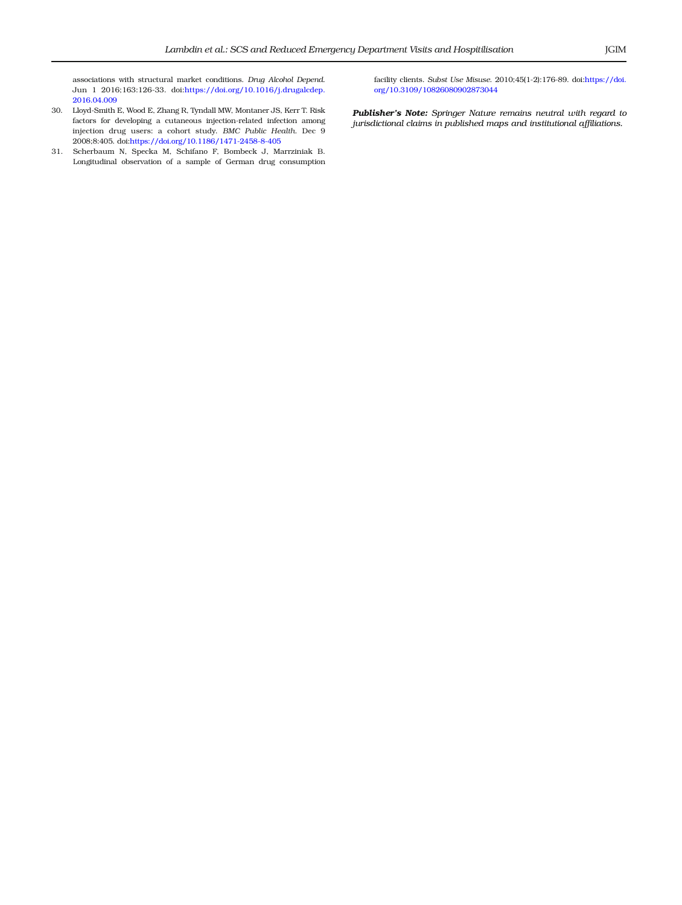associations with structural market conditions. *Drug Alcohol Depend*. Jun 1 2016;163:126-33. doi:https://doi.org/10.1016/j.drugalcdep.2016.04.009

30. Lloyd-Smith E, Wood E, Zhang R, Tyndall MW, Montaner JS, Kerr T. Risk factors for developing a cutaneous injection-related infection among injection drug users: a cohort study. *BMC Public Health*. Dec 9 2008;8:405. doi:https://doi.org/10.1186/1471-2458-8-405
31. Scherbaum N, Specka M, Schifano F, Bombeck J, Marrziniak B. Longitudinal observation of a sample of German drug consumption facility clients. *Subst Use Misuse*. 2010;45(1-2):176-89. doi:https://doi.org/10.3109/10826080902873044

***Publisher's Note:*** *Springer Nature remains neutral with regard to jurisdictional claims in published maps and institutional affiliations.*